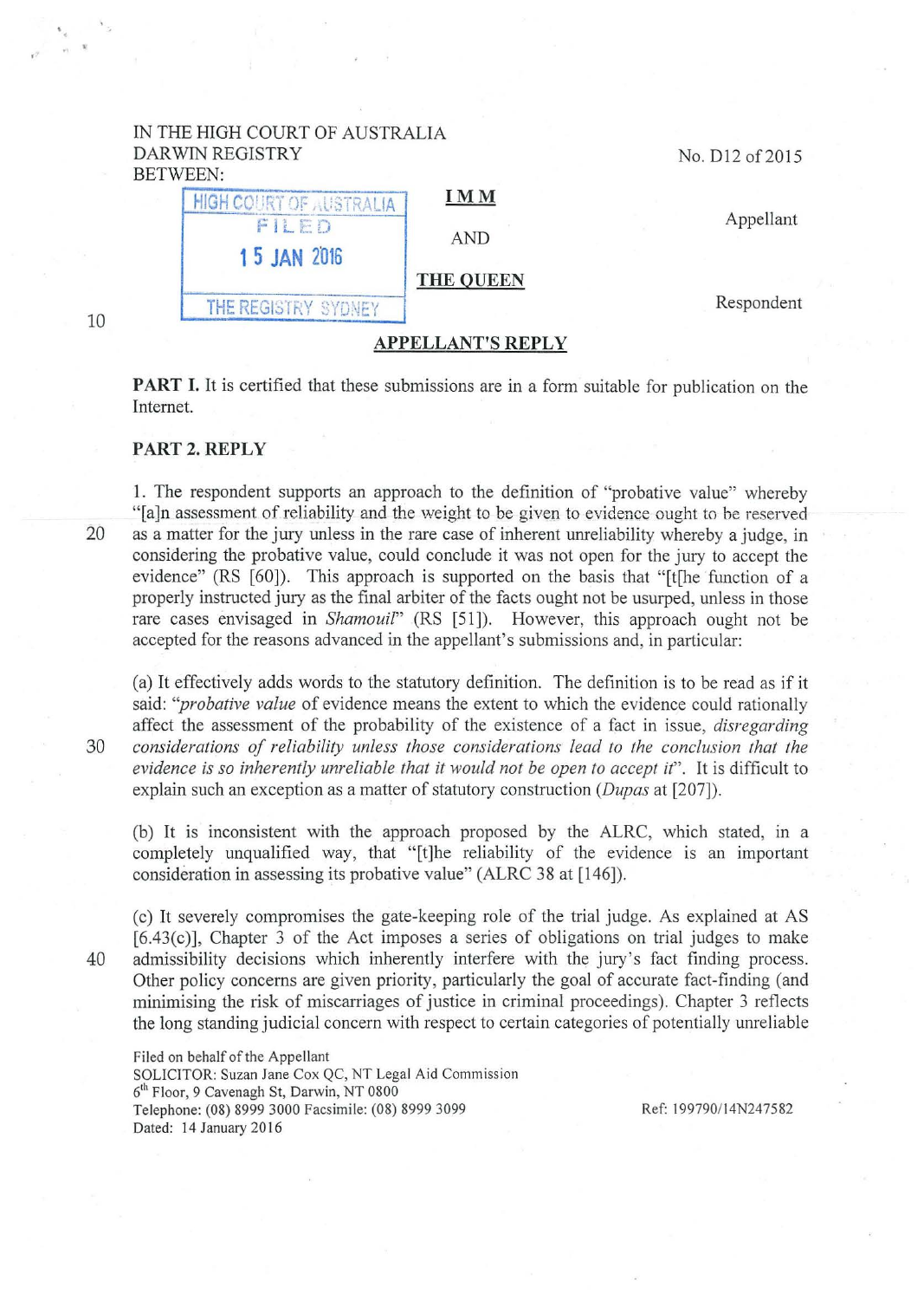IN THE HIGH COURT OF AUSTRALIA
DARWIN REGISTRY
BETWEEN:

No. D12 of 2015

HIGH COURT OF AUSTRALIA
FILED
15 JAN 2016
THE REGISTRY SYDNEY

**IMM**

Appellant

AND

**THE QUEEN**

Respondent

## APPELLANT'S REPLY

**PART I.** It is certified that these submissions are in a form suitable for publication on the Internet.

**PART 2. REPLY**

1. The respondent supports an approach to the definition of "probative value" whereby "[a]n assessment of reliability and the weight to be given to evidence ought to be reserved as a matter for the jury unless in the rare case of inherent unreliability whereby a judge, in considering the probative value, could conclude it was not open for the jury to accept the evidence" (RS [60]). This approach is supported on the basis that "[t[he function of a properly instructed jury as the final arbiter of the facts ought not be usurped, unless in those rare cases envisaged in *Shamouil*" (RS [51]). However, this approach ought not be accepted for the reasons advanced in the appellant's submissions and, in particular:

(a) It effectively adds words to the statutory definition. The definition is to be read as if it said: "*probative value* of evidence means the extent to which the evidence could rationally affect the assessment of the probability of the existence of a fact in issue, *disregarding considerations of reliability unless those considerations lead to the conclusion that the evidence is so inherently unreliable that it would not be open to accept it*". It is difficult to explain such an exception as a matter of statutory construction (*Dupas* at [207]).

(b) It is inconsistent with the approach proposed by the ALRC, which stated, in a completely unqualified way, that "[t]he reliability of the evidence is an important consideration in assessing its probative value" (ALRC 38 at [146]).

(c) It severely compromises the gate-keeping role of the trial judge. As explained at AS [6.43(c)], Chapter 3 of the Act imposes a series of obligations on trial judges to make admissibility decisions which inherently interfere with the jury's fact finding process. Other policy concerns are given priority, particularly the goal of accurate fact-finding (and minimising the risk of miscarriages of justice in criminal proceedings). Chapter 3 reflects the long standing judicial concern with respect to certain categories of potentially unreliable

Filed on behalf of the Appellant
SOLICITOR: Suzan Jane Cox QC, NT Legal Aid Commission
6th Floor, 9 Cavenagh St, Darwin, NT 0800
Telephone: (08) 8999 3000 Facsimile: (08) 8999 3099
Dated: 14 January 2016

Ref: 199790/14N247582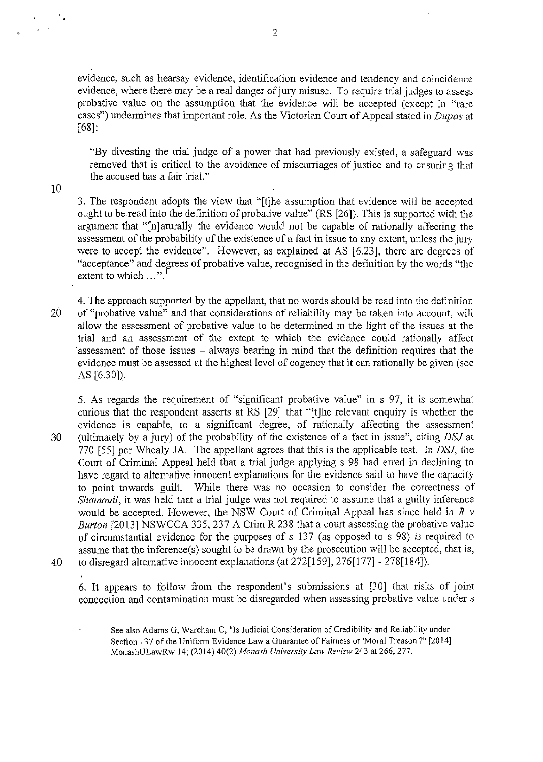evidence, such as hearsay evidence, identification evidence and tendency and coincidence evidence, where there may be a real danger of jury misuse. To require trial judges to assess probative value on the assumption that the evidence will be accepted (except in "rare cases") undermines that important role. As the Victorian Court of Appeal stated in *Dupas* at [68]:

> "By divesting the trial judge of a power that had previously existed, a safeguard was removed that is critical to the avoidance of miscarriages of justice and to ensuring that the accused has a fair trial."

3. The respondent adopts the view that "[t]he assumption that evidence will be accepted ought to be read into the definition of probative value" (RS [26]). This is supported with the argument that "[n]aturally the evidence would not be capable of rationally affecting the assessment of the probability of the existence of a fact in issue to any extent, unless the jury were to accept the evidence". However, as explained at AS [6.23], there are degrees of "acceptance" and degrees of probative value, recognised in the definition by the words "the extent to which …".[1]

4. The approach supported by the appellant, that no words should be read into the definition of "probative value" and that considerations of reliability may be taken into account, will allow the assessment of probative value to be determined in the light of the issues at the trial and an assessment of the extent to which the evidence could rationally affect assessment of those issues – always bearing in mind that the definition requires that the evidence must be assessed at the highest level of cogency that it can rationally be given (see AS [6.30]).

5. As regards the requirement of "significant probative value" in s 97, it is somewhat curious that the respondent asserts at RS [29] that "[t]he relevant enquiry is whether the evidence is capable, to a significant degree, of rationally affecting the assessment (ultimately by a jury) of the probability of the existence of a fact in issue", citing *DSJ* at 770 [55] per Whealy JA. The appellant agrees that this is the applicable test. In *DSJ*, the Court of Criminal Appeal held that a trial judge applying s 98 had erred in declining to have regard to alternative innocent explanations for the evidence said to have the capacity to point towards guilt. While there was no occasion to consider the correctness of *Shamouil*, it was held that a trial judge was not required to assume that a guilty inference would be accepted. However, the NSW Court of Criminal Appeal has since held in *R v Burton* [2013] NSWCCA 335, 237 A Crim R 238 that a court assessing the probative value of circumstantial evidence for the purposes of s 137 (as opposed to s 98) *is* required to assume that the inference(s) sought to be drawn by the prosecution will be accepted, that is, to disregard alternative innocent explanations (at 272[159], 276[177] - 278[184]).

6. It appears to follow from the respondent's submissions at [30] that risks of joint concoction and contamination must be disregarded when assessing probative value under s

[1] See also Adams G, Wareham C, "Is Judicial Consideration of Credibility and Reliability under Section 137 of the Uniform Evidence Law a Guarantee of Fairness or 'Moral Treason'?" [2014] MonashULawRw 14; (2014) 40(2) *Monash University Law Review* 243 at 266, 277.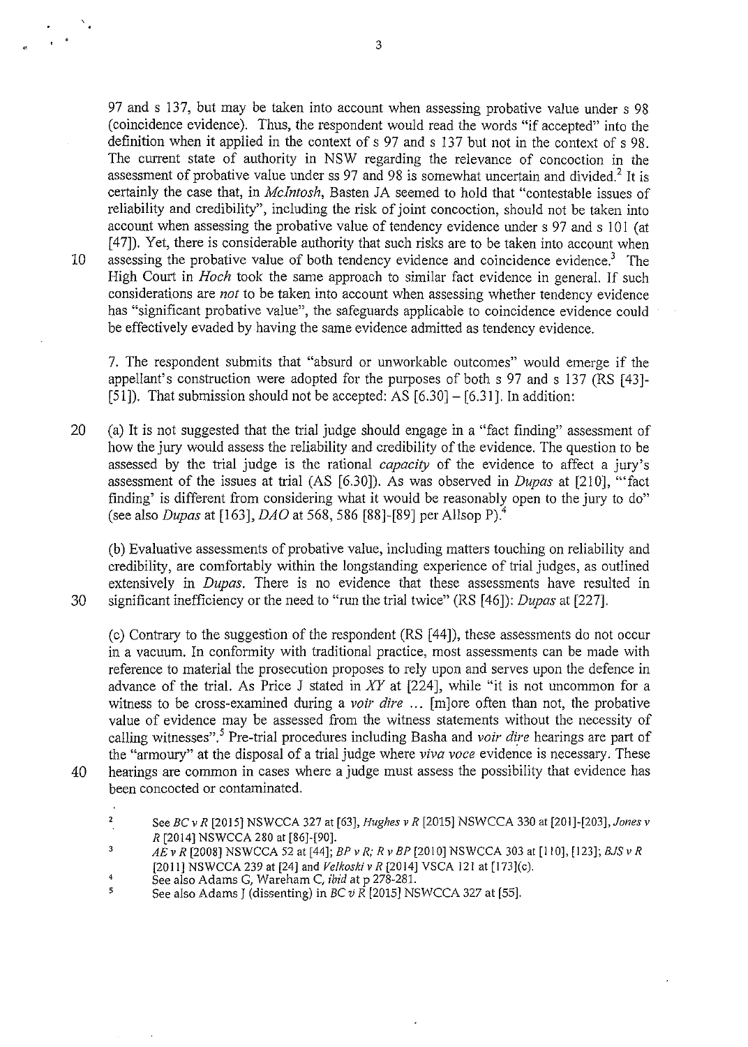97 and s 137, but may be taken into account when assessing probative value under s 98 (coincidence evidence). Thus, the respondent would read the words "if accepted" into the definition when it applied in the context of s 97 and s 137 but not in the context of s 98. The current state of authority in NSW regarding the relevance of concoction in the assessment of probative value under ss 97 and 98 is somewhat uncertain and divided.[2] It is certainly the case that, in *McIntosh*, Basten JA seemed to hold that "contestable issues of reliability and credibility", including the risk of joint concoction, should not be taken into account when assessing the probative value of tendency evidence under s 97 and s 101 (at [47]). Yet, there is considerable authority that such risks are to be taken into account when assessing the probative value of both tendency evidence and coincidence evidence.[3] The High Court in *Hoch* took the same approach to similar fact evidence in general. If such considerations are *not* to be taken into account when assessing whether tendency evidence has "significant probative value", the safeguards applicable to coincidence evidence could be effectively evaded by having the same evidence admitted as tendency evidence.

7. The respondent submits that "absurd or unworkable outcomes" would emerge if the appellant's construction were adopted for the purposes of both s 97 and s 137 (RS [43]-[51]). That submission should not be accepted: AS [6.30] – [6.31]. In addition:

(a) It is not suggested that the trial judge should engage in a "fact finding" assessment of how the jury would assess the reliability and credibility of the evidence. The question to be assessed by the trial judge is the rational *capacity* of the evidence to affect a jury's assessment of the issues at trial (AS [6.30]). As was observed in *Dupas* at [210], "'fact finding' is different from considering what it would be reasonably open to the jury to do" (see also *Dupas* at [163], *DAO* at 568, 586 [88]-[89] per Allsop P).[4]

(b) Evaluative assessments of probative value, including matters touching on reliability and credibility, are comfortably within the longstanding experience of trial judges, as outlined extensively in *Dupas*. There is no evidence that these assessments have resulted in significant inefficiency or the need to "run the trial twice" (RS [46]): *Dupas* at [227].

(c) Contrary to the suggestion of the respondent (RS [44]), these assessments do not occur in a vacuum. In conformity with traditional practice, most assessments can be made with reference to material the prosecution proposes to rely upon and serves upon the defence in advance of the trial. As Price J stated in *XY* at [224], while "it is not uncommon for a witness to be cross-examined during a *voir dire* ... [m]ore often than not, the probative value of evidence may be assessed from the witness statements without the necessity of calling witnesses".[5] Pre-trial procedures including Basha and *voir dire* hearings are part of the "armoury" at the disposal of a trial judge where *viva voce* evidence is necessary. These hearings are common in cases where a judge must assess the possibility that evidence has been concocted or contaminated.

---

[2] See *BC v R* [2015] NSWCCA 327 at [63], *Hughes v R* [2015] NSWCCA 330 at [201]-[203], *Jones v R* [2014] NSWCCA 280 at [86]-[90].

[3] *AE v R* [2008] NSWCCA 52 at [44]; *BP v R; R v BP* [2010] NSWCCA 303 at [110], [123]; *BJS v R* [2011] NSWCCA 239 at [24] and *Velkoski v R* [2014] VSCA 121 at [173](c).

[4] See also Adams G, Wareham C, *ibid* at p 278-281.

[5] See also Adams J (dissenting) in *BC v R* [2015] NSWCCA 327 at [55].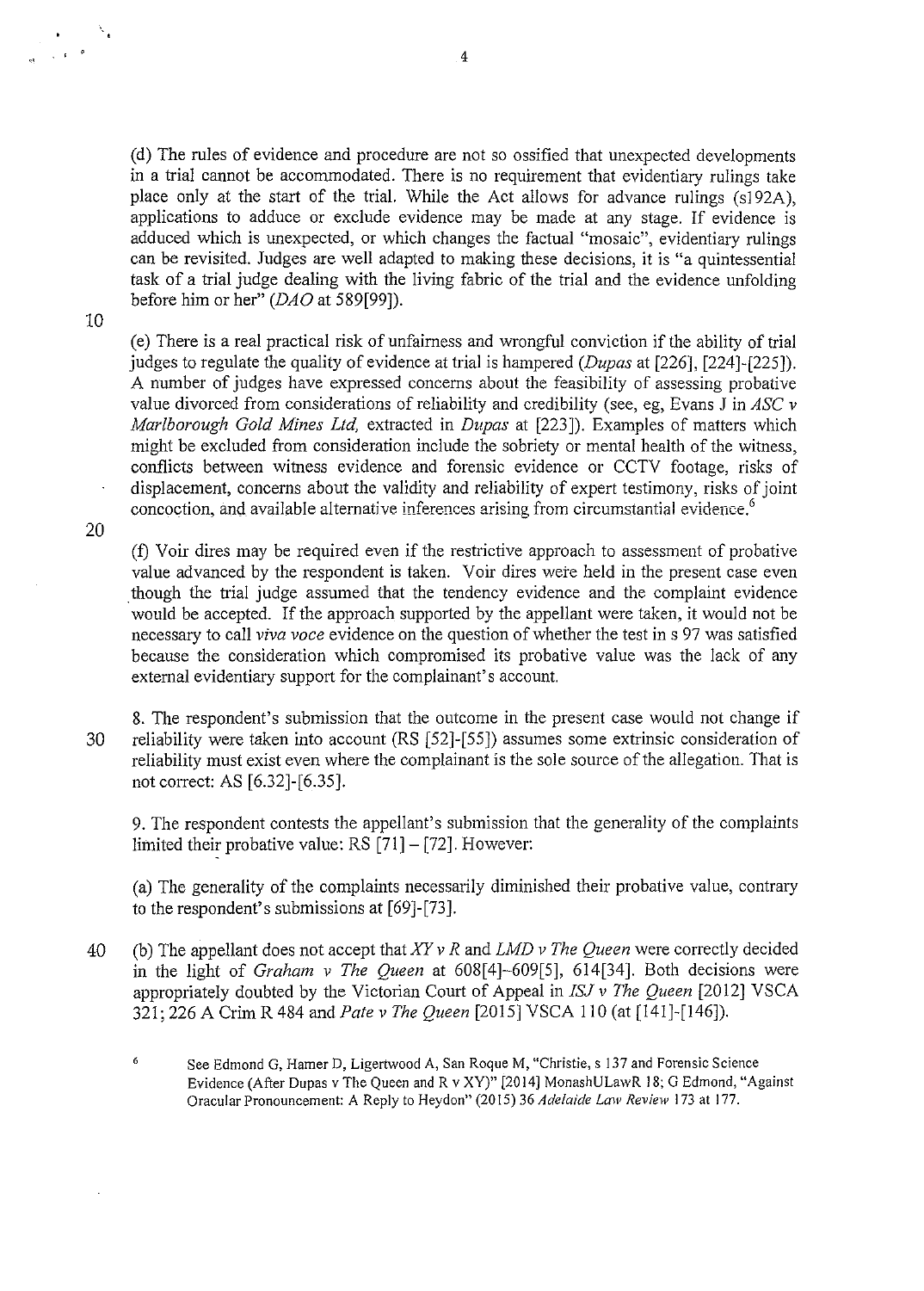(d) The rules of evidence and procedure are not so ossified that unexpected developments in a trial cannot be accommodated. There is no requirement that evidentiary rulings take place only at the start of the trial. While the Act allows for advance rulings (s192A), applications to adduce or exclude evidence may be made at any stage. If evidence is adduced which is unexpected, or which changes the factual "mosaic", evidentiary rulings can be revisited. Judges are well adapted to making these decisions, it is "a quintessential task of a trial judge dealing with the living fabric of the trial and the evidence unfolding before him or her" (*DAO* at 589[99]).

(e) There is a real practical risk of unfairness and wrongful conviction if the ability of trial judges to regulate the quality of evidence at trial is hampered (*Dupas* at [226], [224]-[225]). A number of judges have expressed concerns about the feasibility of assessing probative value divorced from considerations of reliability and credibility (see, eg, Evans J in *ASC v Marlborough Gold Mines Ltd,* extracted in *Dupas* at [223]). Examples of matters which might be excluded from consideration include the sobriety or mental health of the witness, conflicts between witness evidence and forensic evidence or CCTV footage, risks of displacement, concerns about the validity and reliability of expert testimony, risks of joint concoction, and available alternative inferences arising from circumstantial evidence.[6]

(f) Voir dires may be required even if the restrictive approach to assessment of probative value advanced by the respondent is taken. Voir dires were held in the present case even though the trial judge assumed that the tendency evidence and the complaint evidence would be accepted. If the approach supported by the appellant were taken, it would not be necessary to call *viva voce* evidence on the question of whether the test in s 97 was satisfied because the consideration which compromised its probative value was the lack of any external evidentiary support for the complainant's account.

8. The respondent's submission that the outcome in the present case would not change if reliability were taken into account (RS [52]-[55]) assumes some extrinsic consideration of reliability must exist even where the complainant is the sole source of the allegation. That is not correct: AS [6.32]-[6.35].

9. The respondent contests the appellant's submission that the generality of the complaints limited their probative value: RS [71] – [72]. However:

(a) The generality of the complaints necessarily diminished their probative value, contrary to the respondent's submissions at [69]-[73].

(b) The appellant does not accept that *XY v R* and *LMD v The Queen* were correctly decided in the light of *Graham v The Queen* at 608[4]-609[5], 614[34]. Both decisions were appropriately doubted by the Victorian Court of Appeal in *ISJ v The Queen* [2012] VSCA 321; 226 A Crim R 484 and *Pate v The Queen* [2015] VSCA 110 (at [141]-[146]).

[6] See Edmond G, Hamer D, Ligertwood A, San Roque M, "Christie, s 137 and Forensic Science Evidence (After Dupas v The Queen and R v XY)" [2014] MonashULawR 18; G Edmond, "Against Oracular Pronouncement: A Reply to Heydon" (2015) 36 *Adelaide Law Review* 173 at 177.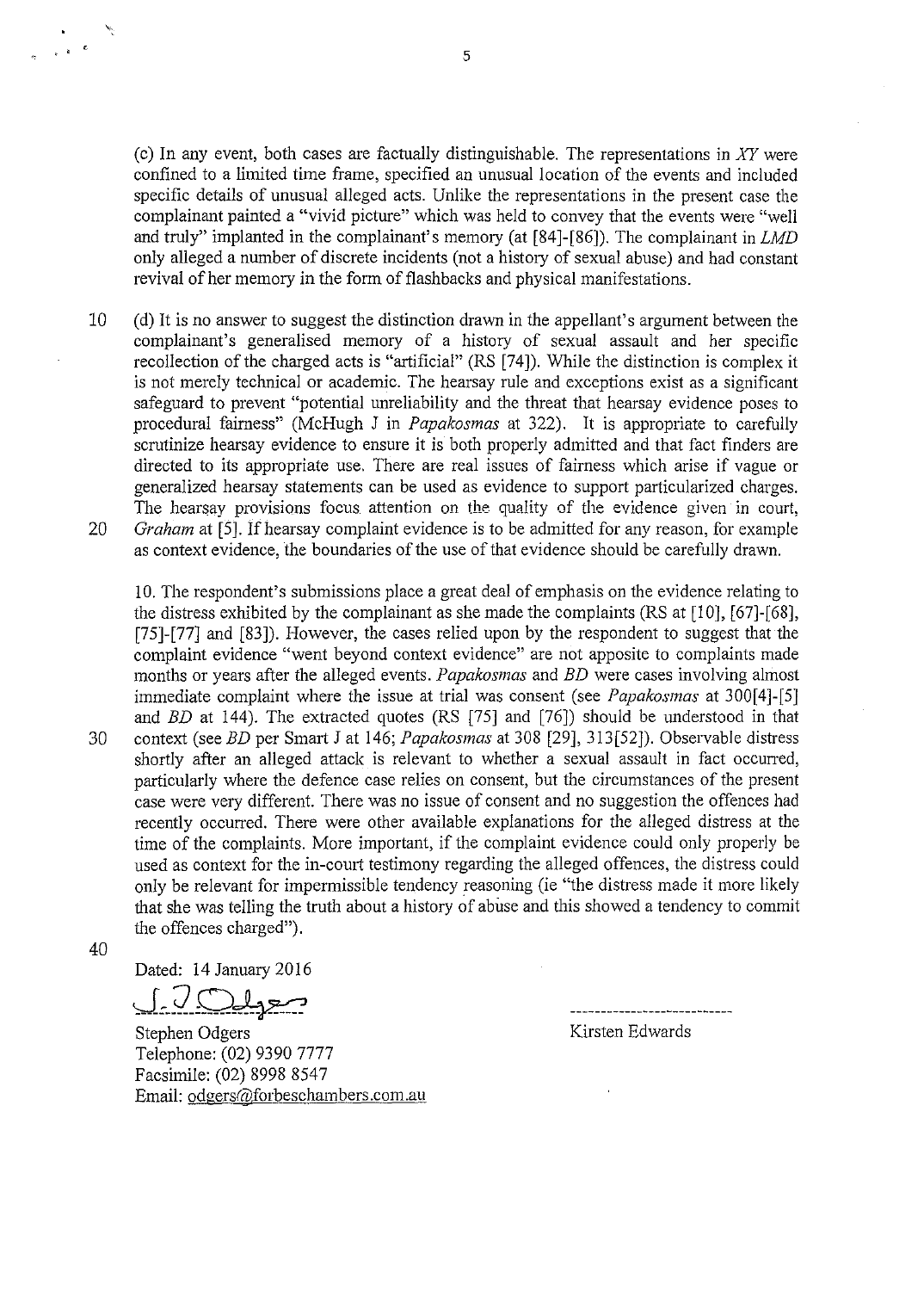(c) In any event, both cases are factually distinguishable. The representations in *XY* were confined to a limited time frame, specified an unusual location of the events and included specific details of unusual alleged acts. Unlike the representations in the present case the complainant painted a "vivid picture" which was held to convey that the events were "well and truly" implanted in the complainant's memory (at [84]-[86]). The complainant in *LMD* only alleged a number of discrete incidents (not a history of sexual abuse) and had constant revival of her memory in the form of flashbacks and physical manifestations.

(d) It is no answer to suggest the distinction drawn in the appellant's argument between the complainant's generalised memory of a history of sexual assault and her specific recollection of the charged acts is "artificial" (RS [74]). While the distinction is complex it is not merely technical or academic. The hearsay rule and exceptions exist as a significant safeguard to prevent "potential unreliability and the threat that hearsay evidence poses to procedural fairness" (McHugh J in *Papakosmas* at 322). It is appropriate to carefully scrutinize hearsay evidence to ensure it is both properly admitted and that fact finders are directed to its appropriate use. There are real issues of fairness which arise if vague or generalized hearsay statements can be used as evidence to support particularized charges. The hearsay provisions focus attention on the quality of the evidence given in court, *Graham* at [5]. If hearsay complaint evidence is to be admitted for any reason, for example as context evidence, the boundaries of the use of that evidence should be carefully drawn.

10. The respondent's submissions place a great deal of emphasis on the evidence relating to the distress exhibited by the complainant as she made the complaints (RS at [10], [67]-[68], [75]-[77] and [83]). However, the cases relied upon by the respondent to suggest that the complaint evidence "went beyond context evidence" are not apposite to complaints made months or years after the alleged events. *Papakosmas* and *BD* were cases involving almost immediate complaint where the issue at trial was consent (see *Papakosmas* at 300[4]-[5] and *BD* at 144). The extracted quotes (RS [75] and [76]) should be understood in that context (see *BD* per Smart J at 146; *Papakosmas* at 308 [29], 313[52]). Observable distress shortly after an alleged attack is relevant to whether a sexual assault in fact occurred, particularly where the defence case relies on consent, but the circumstances of the present case were very different. There was no issue of consent and no suggestion the offences had recently occurred. There were other available explanations for the alleged distress at the time of the complaints. More important, if the complaint evidence could only properly be used as context for the in-court testimony regarding the alleged offences, the distress could only be relevant for impermissible tendency reasoning (ie "the distress made it more likely that she was telling the truth about a history of abuse and this showed a tendency to commit the offences charged").

Dated: 14 January 2016

Stephen Odgers
Telephone: (02) 9390 7777
Facsimile: (02) 8998 8547
Email: odgers@forbeschambers.com.au

Kirsten Edwards